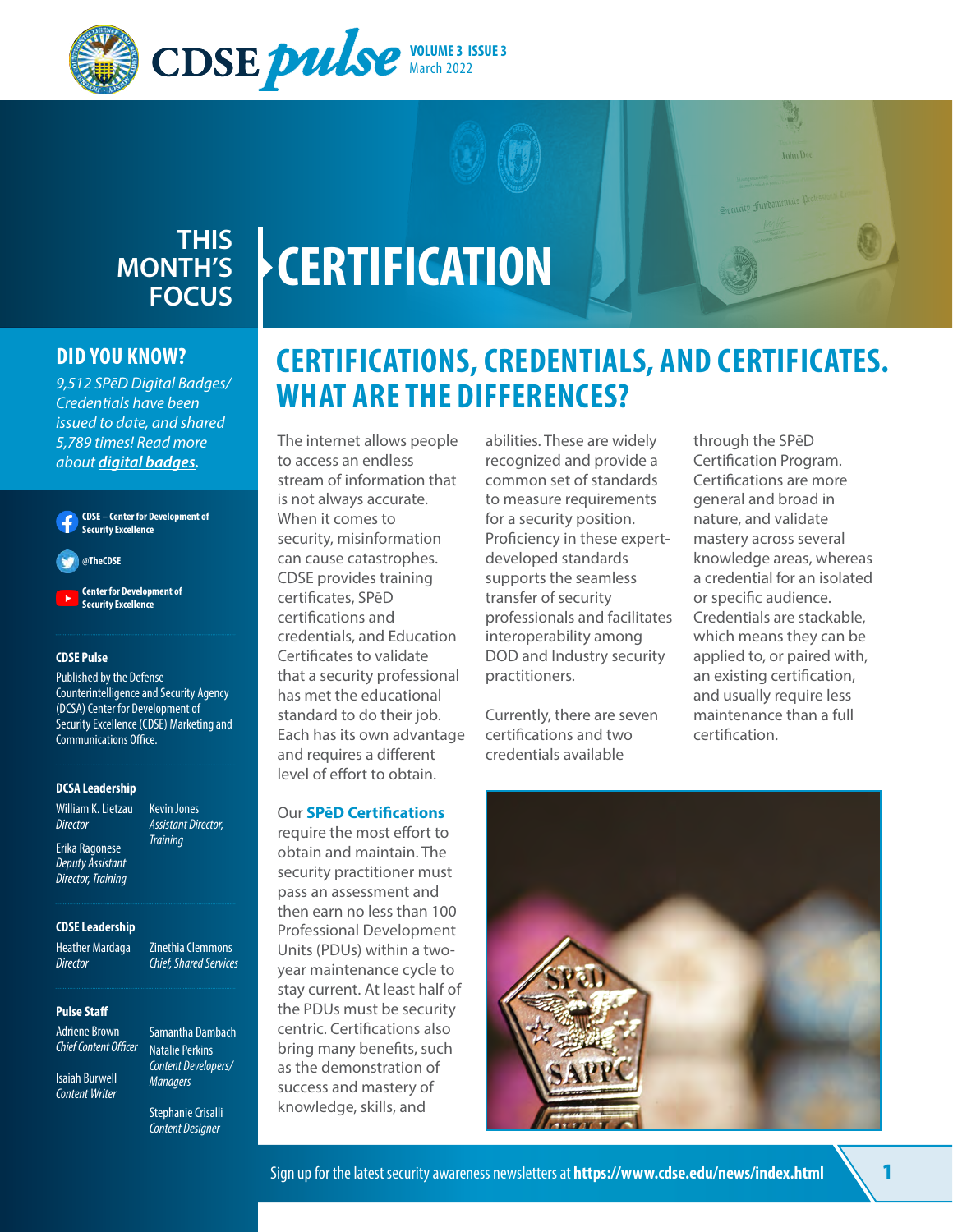# CDSE pulse

**VOLUME 3 ISSUE 3**
March 2022

THIS MONTH'S FOCUS

# CERTIFICATION

## DID YOU KNOW?

*9,512 SPēD Digital Badges/ Credentials have been issued to date, and shared 5,789 times! Read more about **digital badges**.*

CDSE – Center for Development of Security Excellence

@TheCDSE

Center for Development of Security Excellence

**CDSE Pulse**

Published by the Defense Counterintelligence and Security Agency (DCSA) Center for Development of Security Excellence (CDSE) Marketing and Communications Office.

**DCSA Leadership**

William K. Lietzau
*Director*

Kevin Jones
*Assistant Director, Training*

Erika Ragonese
*Deputy Assistant Director, Training*

**CDSE Leadership**

Heather Mardaga
*Director*

Zinethia Clemmons
*Chief, Shared Services*

**Pulse Staff**

Adriene Brown
*Chief Content Officer*

Samantha Dambach
Natalie Perkins
*Content Developers/ Managers*

Isaiah Burwell
*Content Writer*

Stephanie Crisalli
*Content Designer*

## CERTIFICATIONS, CREDENTIALS, AND CERTIFICATES. WHAT ARE THE DIFFERENCES?

The internet allows people to access an endless stream of information that is not always accurate. When it comes to security, misinformation can cause catastrophes. CDSE provides training certificates, SPēD certifications and credentials, and Education Certificates to validate that a security professional has met the educational standard to do their job. Each has its own advantage and requires a different level of effort to obtain.

Our **SPēD Certifications** require the most effort to obtain and maintain. The security practitioner must pass an assessment and then earn no less than 100 Professional Development Units (PDUs) within a two-year maintenance cycle to stay current. At least half of the PDUs must be security centric. Certifications also bring many benefits, such as the demonstration of success and mastery of knowledge, skills, and abilities. These are widely recognized and provide a common set of standards to measure requirements for a security position. Proficiency in these expert-developed standards supports the seamless transfer of security professionals and facilitates interoperability among DOD and Industry security practitioners.

Currently, there are seven certifications and two credentials available through the SPēD Certification Program. Certifications are more general and broad in nature, and validate mastery across several knowledge areas, whereas a credential for an isolated or specific audience. Credentials are stackable, which means they can be applied to, or paired with, an existing certification, and usually require less maintenance than a full certification.

Sign up for the latest security awareness newsletters at **https://www.cdse.edu/news/index.html**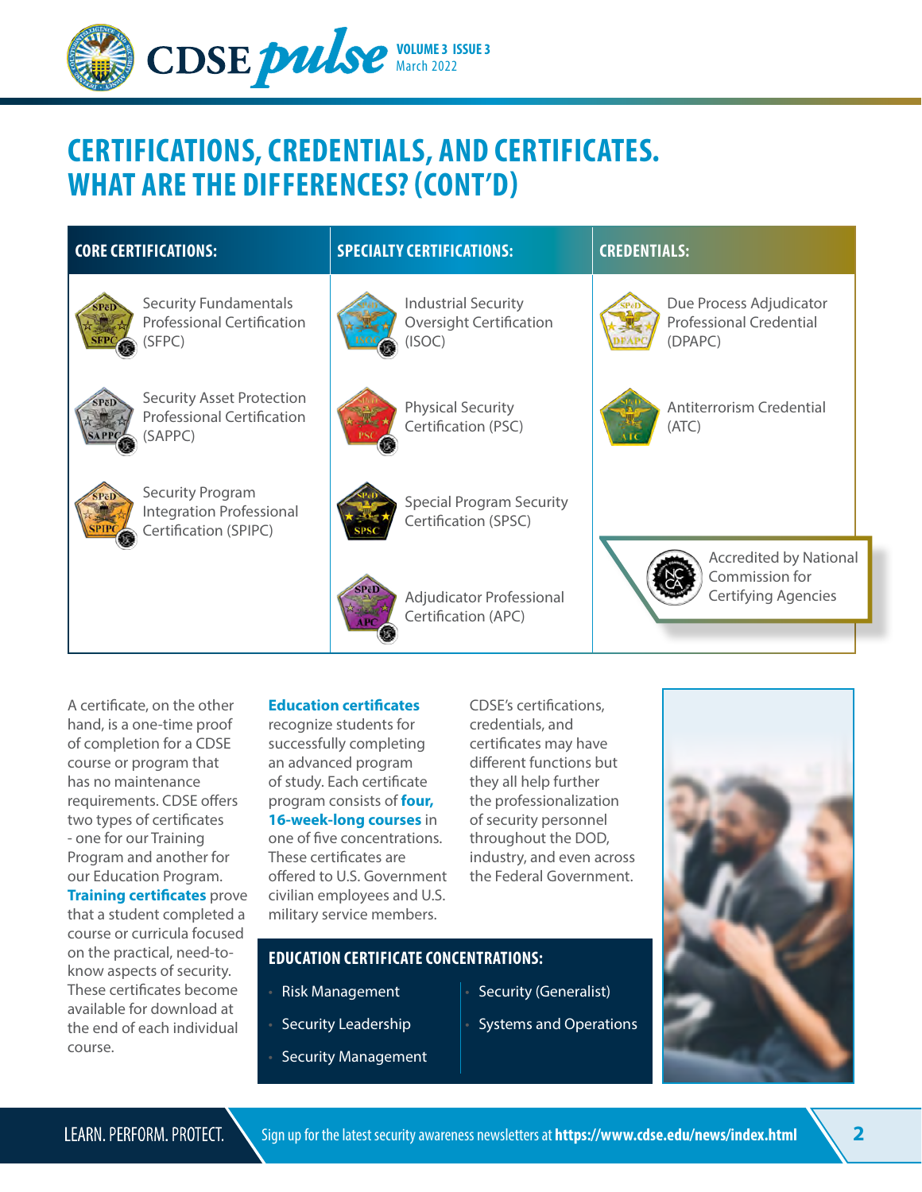# CERTIFICATIONS, CREDENTIALS, AND CERTIFICATES. WHAT ARE THE DIFFERENCES? (CONT'D)

| CORE CERTIFICATIONS: | SPECIALTY CERTIFICATIONS: | CREDENTIALS: |
|---|---|---|
| Security Fundamentals Professional Certification (SFPC) | Industrial Security Oversight Certification (ISOC) | Due Process Adjudicator Professional Credential (DPAPC) |
| Security Asset Protection Professional Certification (SAPPC) | Physical Security Certification (PSC) | Antiterrorism Credential (ATC) |
| Security Program Integration Professional Certification (SPIPC) | Special Program Security Certification (SPSC) | |
| | Adjudicator Professional Certification (APC) | Accredited by National Commission for Certifying Agencies |

A certificate, on the other hand, is a one-time proof of completion for a CDSE course or program that has no maintenance requirements. CDSE offers two types of certificates - one for our Training Program and another for our Education Program. **Training certificates** prove that a student completed a course or curricula focused on the practical, need-to-know aspects of security. These certificates become available for download at the end of each individual course.

**Education certificates** recognize students for successfully completing an advanced program of study. Each certificate program consists of **four, 16-week-long courses** in one of five concentrations. These certificates are offered to U.S. Government civilian employees and U.S. military service members.

CDSE's certifications, credentials, and certificates may have different functions but they all help further the professionalization of security personnel throughout the DOD, industry, and even across the Federal Government.

## EDUCATION CERTIFICATE CONCENTRATIONS:

- Risk Management
- Security Leadership
- Security Management
- Security (Generalist)
- Systems and Operations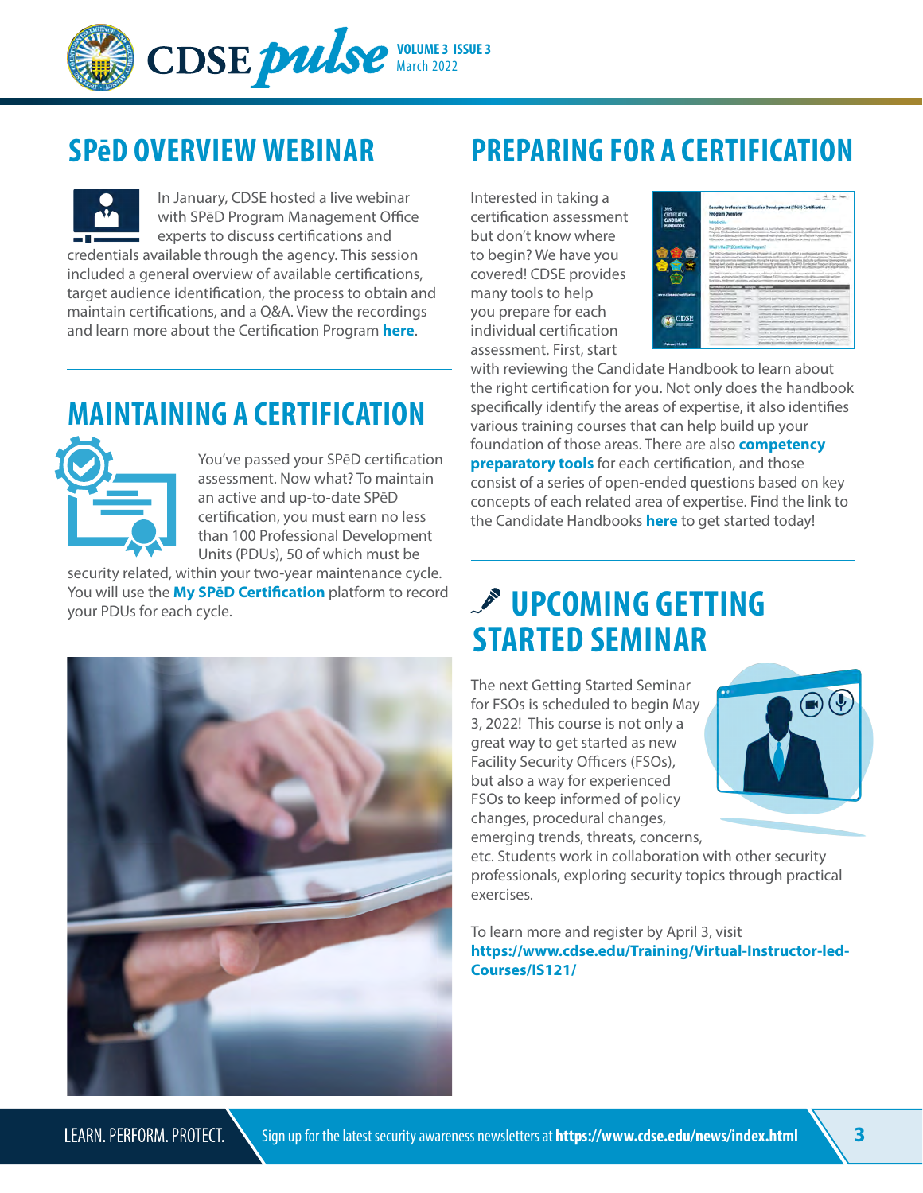## SPēD OVERVIEW WEBINAR

In January, CDSE hosted a live webinar with SPēD Program Management Office experts to discuss certifications and credentials available through the agency. This session included a general overview of available certifications, target audience identification, the process to obtain and maintain certifications, and a Q&A. View the recordings and learn more about the Certification Program **here**.

## MAINTAINING A CERTIFICATION

You've passed your SPēD certification assessment. Now what? To maintain an active and up-to-date SPēD certification, you must earn no less than 100 Professional Development Units (PDUs), 50 of which must be security related, within your two-year maintenance cycle. You will use the **My SPēD Certification** platform to record your PDUs for each cycle.

## PREPARING FOR A CERTIFICATION

Interested in taking a certification assessment but don't know where to begin? We have you covered! CDSE provides many tools to help you prepare for each individual certification assessment. First, start with reviewing the Candidate Handbook to learn about the right certification for you. Not only does the handbook specifically identify the areas of expertise, it also identifies various training courses that can help build up your foundation of those areas. There are also **competency preparatory tools** for each certification, and those consist of a series of open-ended questions based on key concepts of each related area of expertise. Find the link to the Candidate Handbooks **here** to get started today!

## UPCOMING GETTING STARTED SEMINAR

The next Getting Started Seminar for FSOs is scheduled to begin May 3, 2022! This course is not only a great way to get started as new Facility Security Officers (FSOs), but also a way for experienced FSOs to keep informed of policy changes, procedural changes, emerging trends, threats, concerns, etc. Students work in collaboration with other security professionals, exploring security topics through practical exercises.

To learn more and register by April 3, visit **https://www.cdse.edu/Training/Virtual-Instructor-led-Courses/IS121/**

LEARN. PERFORM. PROTECT.

Sign up for the latest security awareness newsletters at **https://www.cdse.edu/news/index.html**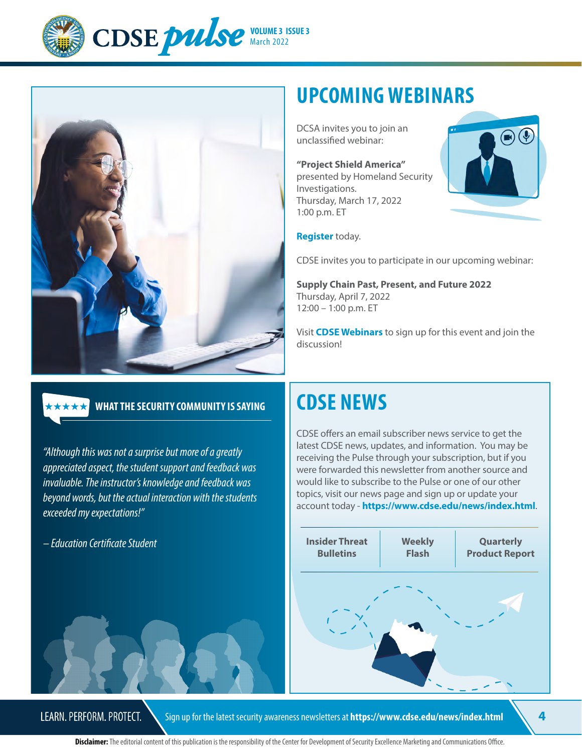## UPCOMING WEBINARS

DCSA invites you to join an unclassified webinar:

**"Project Shield America"** presented by Homeland Security Investigations.
Thursday, March 17, 2022
1:00 p.m. ET

**Register** today.

CDSE invites you to participate in our upcoming webinar:

**Supply Chain Past, Present, and Future 2022**
Thursday, April 7, 2022
12:00 – 1:00 p.m. ET

Visit **CDSE Webinars** to sign up for this event and join the discussion!

### WHAT THE SECURITY COMMUNITY IS SAYING

*"Although this was not a surprise but more of a greatly appreciated aspect, the student support and feedback was invaluable. The instructor's knowledge and feedback was beyond words, but the actual interaction with the students exceeded my expectations!"*

*– Education Certificate Student*

## CDSE NEWS

CDSE offers an email subscriber news service to get the latest CDSE news, updates, and information. You may be receiving the Pulse through your subscription, but if you were forwarded this newsletter from another source and would like to subscribe to the Pulse or one of our other topics, visit our news page and sign up or update your account today - **https://www.cdse.edu/news/index.html**.

| Insider Threat Bulletins | Weekly Flash | Quarterly Product Report |
|---|---|---|

LEARN. PERFORM. PROTECT.

Sign up for the latest security awareness newsletters at **https://www.cdse.edu/news/index.html**

**Disclaimer:** The editorial content of this publication is the responsibility of the Center for Development of Security Excellence Marketing and Communications Office.